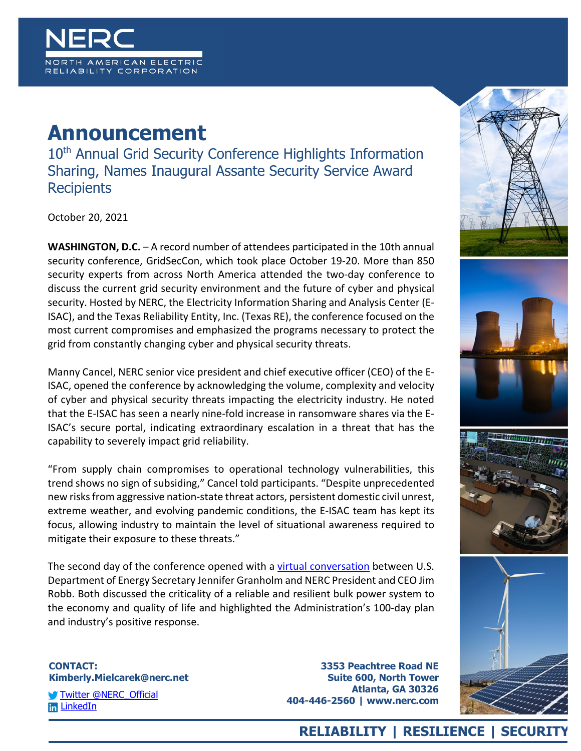NERC

NORTH AMERICAN ELECTRIC RELIABILITY CORPORATION

# Announcement

## 10th Annual Grid Security Conference Highlights Information Sharing, Names Inaugural Assante Security Service Award Recipients

October 20, 2021

**WASHINGTON, D.C.** – A record number of attendees participated in the 10th annual security conference, GridSecCon, which took place October 19-20. More than 850 security experts from across North America attended the two-day conference to discuss the current grid security environment and the future of cyber and physical security. Hosted by NERC, the Electricity Information Sharing and Analysis Center (E-ISAC), and the Texas Reliability Entity, Inc. (Texas RE), the conference focused on the most current compromises and emphasized the programs necessary to protect the grid from constantly changing cyber and physical security threats.

Manny Cancel, NERC senior vice president and chief executive officer (CEO) of the E-ISAC, opened the conference by acknowledging the volume, complexity and velocity of cyber and physical security threats impacting the electricity industry. He noted that the E-ISAC has seen a nearly nine-fold increase in ransomware shares via the E-ISAC's secure portal, indicating extraordinary escalation in a threat that has the capability to severely impact grid reliability.

"From supply chain compromises to operational technology vulnerabilities, this trend shows no sign of subsiding," Cancel told participants. "Despite unprecedented new risks from aggressive nation-state threat actors, persistent domestic civil unrest, extreme weather, and evolving pandemic conditions, the E-ISAC team has kept its focus, allowing industry to maintain the level of situational awareness required to mitigate their exposure to these threats."

The second day of the conference opened with a virtual conversation between U.S. Department of Energy Secretary Jennifer Granholm and NERC President and CEO Jim Robb. Both discussed the criticality of a reliable and resilient bulk power system to the economy and quality of life and highlighted the Administration's 100-day plan and industry's positive response.

**CONTACT:**
**Kimberly.Mielcarek@nerc.net**

Twitter @NERC_Official
LinkedIn

**3353 Peachtree Road NE**
**Suite 600, North Tower**
**Atlanta, GA 30326**
**404-446-2560 | www.nerc.com**

**RELIABILITY | RESILIENCE | SECURITY**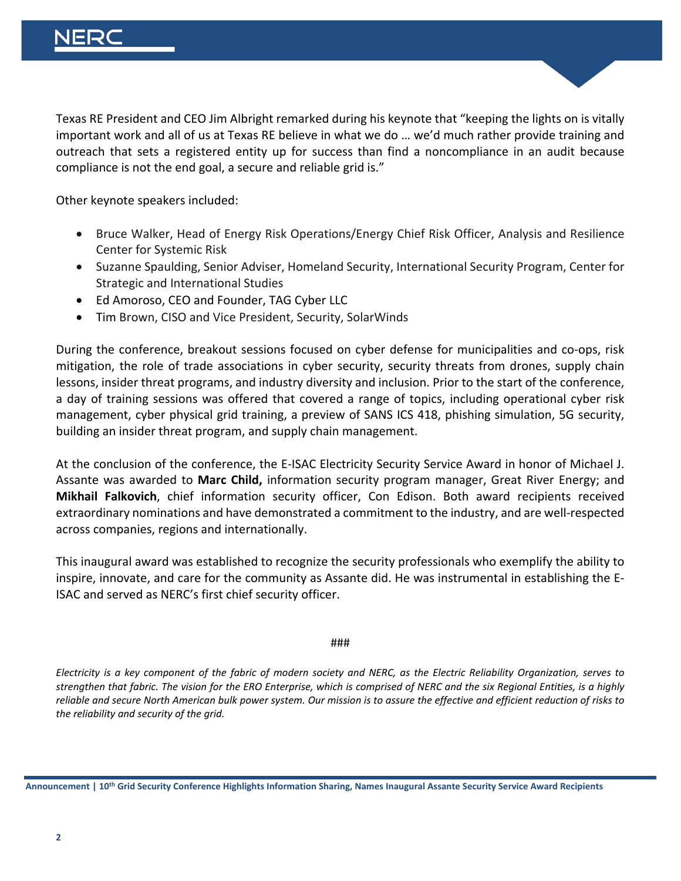Texas RE President and CEO Jim Albright remarked during his keynote that "keeping the lights on is vitally important work and all of us at Texas RE believe in what we do … we'd much rather provide training and outreach that sets a registered entity up for success than find a noncompliance in an audit because compliance is not the end goal, a secure and reliable grid is."

Other keynote speakers included:

- Bruce Walker, Head of Energy Risk Operations/Energy Chief Risk Officer, Analysis and Resilience Center for Systemic Risk
- Suzanne Spaulding, Senior Adviser, Homeland Security, International Security Program, Center for Strategic and International Studies
- Ed Amoroso, CEO and Founder, TAG Cyber LLC
- Tim Brown, CISO and Vice President, Security, SolarWinds

During the conference, breakout sessions focused on cyber defense for municipalities and co-ops, risk mitigation, the role of trade associations in cyber security, security threats from drones, supply chain lessons, insider threat programs, and industry diversity and inclusion. Prior to the start of the conference, a day of training sessions was offered that covered a range of topics, including operational cyber risk management, cyber physical grid training, a preview of SANS ICS 418, phishing simulation, 5G security, building an insider threat program, and supply chain management.

At the conclusion of the conference, the E-ISAC Electricity Security Service Award in honor of Michael J. Assante was awarded to **Marc Child,** information security program manager, Great River Energy; and **Mikhail Falkovich**, chief information security officer, Con Edison. Both award recipients received extraordinary nominations and have demonstrated a commitment to the industry, and are well-respected across companies, regions and internationally.

This inaugural award was established to recognize the security professionals who exemplify the ability to inspire, innovate, and care for the community as Assante did. He was instrumental in establishing the E-ISAC and served as NERC's first chief security officer.

###

*Electricity is a key component of the fabric of modern society and NERC, as the Electric Reliability Organization, serves to strengthen that fabric. The vision for the ERO Enterprise, which is comprised of NERC and the six Regional Entities, is a highly reliable and secure North American bulk power system. Our mission is to assure the effective and efficient reduction of risks to the reliability and security of the grid.*